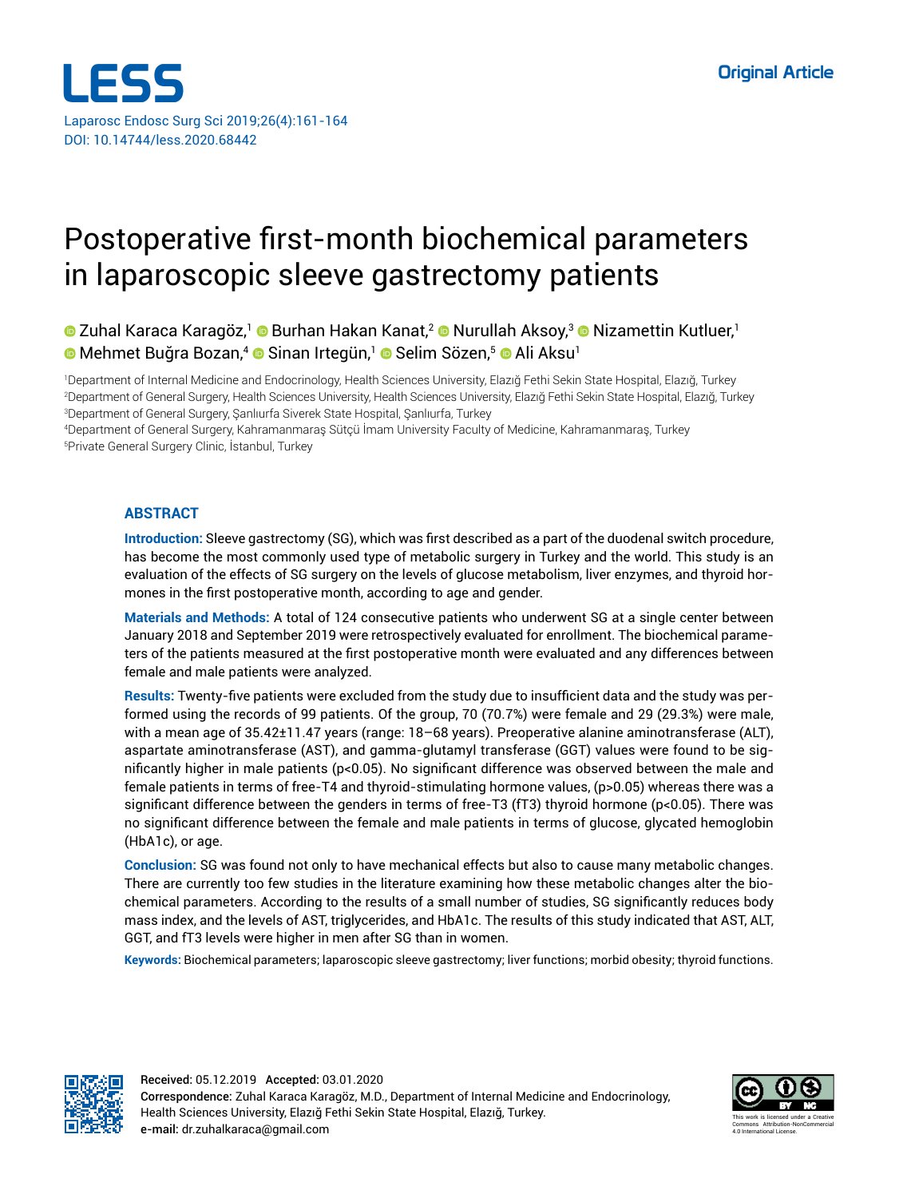Original Article

# Postoperative first-month biochemical parameters in laparoscopic sleeve gastrectomy patients

Zuhal Karaca Karagöz,[1] Burhan Hakan Kanat,[2] Nurullah Aksoy,[3] Nizamettin Kutluer,[1] Mehmet Buğra Bozan,[4] Sinan Irtegün,[1] Selim Sözen,[5] Ali Aksu[1]

[1]Department of Internal Medicine and Endocrinology, Health Sciences University, Elazığ Fethi Sekin State Hospital, Elazığ, Turkey
[2]Department of General Surgery, Health Sciences University, Health Sciences University, Elazığ Fethi Sekin State Hospital, Elazığ, Turkey
[3]Department of General Surgery, Şanlıurfa Siverek State Hospital, Şanlıurfa, Turkey
[4]Department of General Surgery, Kahramanmaraş Sütçü İmam University Faculty of Medicine, Kahramanmaraş, Turkey
[5]Private General Surgery Clinic, İstanbul, Turkey

## ABSTRACT

**Introduction:** Sleeve gastrectomy (SG), which was first described as a part of the duodenal switch procedure, has become the most commonly used type of metabolic surgery in Turkey and the world. This study is an evaluation of the effects of SG surgery on the levels of glucose metabolism, liver enzymes, and thyroid hormones in the first postoperative month, according to age and gender.

**Materials and Methods:** A total of 124 consecutive patients who underwent SG at a single center between January 2018 and September 2019 were retrospectively evaluated for enrollment. The biochemical parameters of the patients measured at the first postoperative month were evaluated and any differences between female and male patients were analyzed.

**Results:** Twenty-five patients were excluded from the study due to insufficient data and the study was performed using the records of 99 patients. Of the group, 70 (70.7%) were female and 29 (29.3%) were male, with a mean age of 35.42±11.47 years (range: 18–68 years). Preoperative alanine aminotransferase (ALT), aspartate aminotransferase (AST), and gamma-glutamyl transferase (GGT) values were found to be significantly higher in male patients ($p<0.05$). No significant difference was observed between the male and female patients in terms of free-T4 and thyroid-stimulating hormone values, ($p>0.05$) whereas there was a significant difference between the genders in terms of free-T3 (fT3) thyroid hormone ($p<0.05$). There was no significant difference between the female and male patients in terms of glucose, glycated hemoglobin (HbA1c), or age.

**Conclusion:** SG was found not only to have mechanical effects but also to cause many metabolic changes. There are currently too few studies in the literature examining how these metabolic changes alter the biochemical parameters. According to the results of a small number of studies, SG significantly reduces body mass index, and the levels of AST, triglycerides, and HbA1c. The results of this study indicated that AST, ALT, GGT, and fT3 levels were higher in men after SG than in women.

**Keywords:** Biochemical parameters; laparoscopic sleeve gastrectomy; liver functions; morbid obesity; thyroid functions.

**Received:** 05.12.2019 **Accepted:** 03.01.2020

**Correspondence:** Zuhal Karaca Karagöz, M.D., Department of Internal Medicine and Endocrinology, Health Sciences University, Elazığ Fethi Sekin State Hospital, Elazığ, Turkey.

**e-mail:** dr.zuhalkaraca@gmail.com

This work is licensed under a Creative Commons Attribution-NonCommercial 4.0 International License.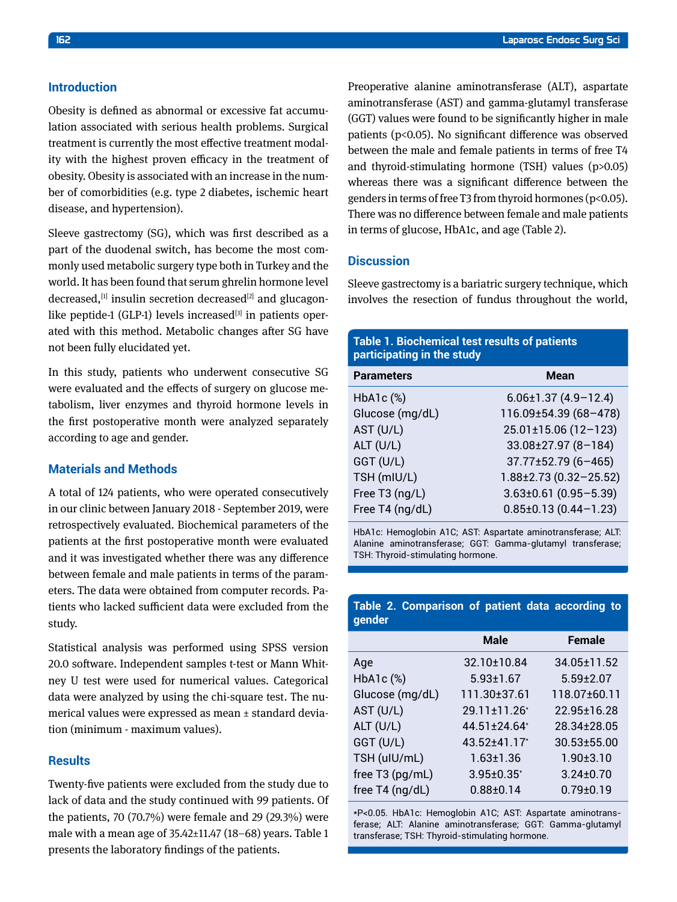## Introduction

Obesity is defined as abnormal or excessive fat accumulation associated with serious health problems. Surgical treatment is currently the most effective treatment modality with the highest proven efficacy in the treatment of obesity. Obesity is associated with an increase in the number of comorbidities (e.g. type 2 diabetes, ischemic heart disease, and hypertension).

Sleeve gastrectomy (SG), which was first described as a part of the duodenal switch, has become the most commonly used metabolic surgery type both in Turkey and the world. It has been found that serum ghrelin hormone level decreased,[1] insulin secretion decreased[2] and glucagon-like peptide-1 (GLP-1) levels increased[3] in patients operated with this method. Metabolic changes after SG have not been fully elucidated yet.

In this study, patients who underwent consecutive SG were evaluated and the effects of surgery on glucose metabolism, liver enzymes and thyroid hormone levels in the first postoperative month were analyzed separately according to age and gender.

## Materials and Methods

A total of 124 patients, who were operated consecutively in our clinic between January 2018 - September 2019, were retrospectively evaluated. Biochemical parameters of the patients at the first postoperative month were evaluated and it was investigated whether there was any difference between female and male patients in terms of the parameters. The data were obtained from computer records. Patients who lacked sufficient data were excluded from the study.

Statistical analysis was performed using SPSS version 20.0 software. Independent samples t-test or Mann Whitney U test were used for numerical values. Categorical data were analyzed by using the chi-square test. The numerical values were expressed as mean ± standard deviation (minimum - maximum values).

## Results

Twenty-five patients were excluded from the study due to lack of data and the study continued with 99 patients. Of the patients, 70 (70.7%) were female and 29 (29.3%) were male with a mean age of 35.42±11.47 (18–68) years. Table 1 presents the laboratory findings of the patients.

Preoperative alanine aminotransferase (ALT), aspartate aminotransferase (AST) and gamma-glutamyl transferase (GGT) values were found to be significantly higher in male patients ($p<0.05$). No significant difference was observed between the male and female patients in terms of free T4 and thyroid-stimulating hormone (TSH) values ($p>0.05$) whereas there was a significant difference between the genders in terms of free T3 from thyroid hormones ($p<0.05$). There was no difference between female and male patients in terms of glucose, HbA1c, and age (Table 2).

## Discussion

Sleeve gastrectomy is a bariatric surgery technique, which involves the resection of fundus throughout the world,

**Table 1. Biochemical test results of patients participating in the study**

| Parameters | Mean |
|---|---|
| HbA1c (%) | 6.06±1.37 (4.9–12.4) |
| Glucose (mg/dL) | 116.09±54.39 (68–478) |
| AST (U/L) | 25.01±15.06 (12–123) |
| ALT (U/L) | 33.08±27.97 (8–184) |
| GGT (U/L) | 37.77±52.79 (6–465) |
| TSH (mIU/L) | 1.88±2.73 (0.32–25.52) |
| Free T3 (ng/L) | 3.63±0.61 (0.95–5.39) |
| Free T4 (ng/dL) | 0.85±0.13 (0.44–1.23) |

HbA1c: Hemoglobin A1C; AST: Aspartate aminotransferase; ALT: Alanine aminotransferase; GGT: Gamma-glutamyl transferase; TSH: Thyroid-stimulating hormone.

**Table 2. Comparison of patient data according to gender**

| | Male | Female |
|---|---|---|
| Age | 32.10±10.84 | 34.05±11.52 |
| HbA1c (%) | 5.93±1.67 | 5.59±2.07 |
| Glucose (mg/dL) | 111.30±37.61 | 118.07±60.11 |
| AST (U/L) | 29.11±11.26* | 22.95±16.28 |
| ALT (U/L) | 44.51±24.64* | 28.34±28.05 |
| GGT (U/L) | 43.52±41.17* | 30.53±55.00 |
| TSH (uIU/mL) | 1.63±1.36 | 1.90±3.10 |
| free T3 (pg/mL) | 3.95±0.35* | 3.24±0.70 |
| free T4 (ng/dL) | 0.88±0.14 | 0.79±0.19 |

*P<0.05. HbA1c: Hemoglobin A1C; AST: Aspartate aminotransferase; ALT: Alanine aminotransferase; GGT: Gamma-glutamyl transferase; TSH: Thyroid-stimulating hormone.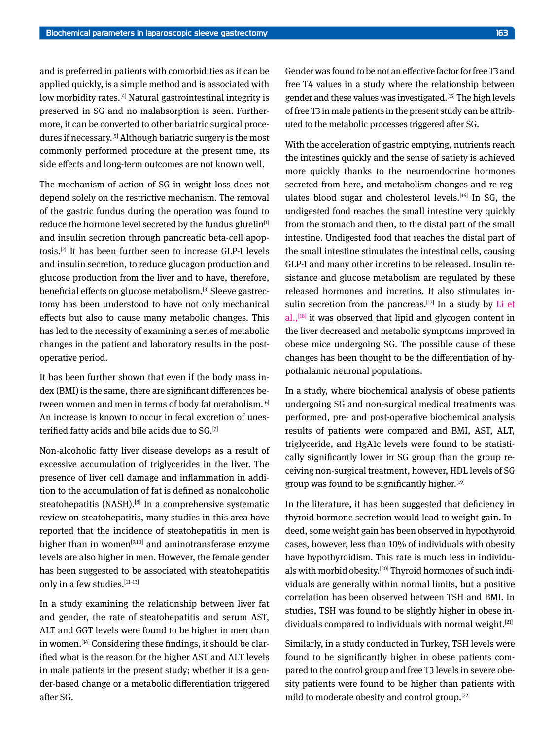and is preferred in patients with comorbidities as it can be applied quickly, is a simple method and is associated with low morbidity rates.[4] Natural gastrointestinal integrity is preserved in SG and no malabsorption is seen. Furthermore, it can be converted to other bariatric surgical procedures if necessary.[5] Although bariatric surgery is the most commonly performed procedure at the present time, its side effects and long-term outcomes are not known well.

The mechanism of action of SG in weight loss does not depend solely on the restrictive mechanism. The removal of the gastric fundus during the operation was found to reduce the hormone level secreted by the fundus ghrelin[1] and insulin secretion through pancreatic beta-cell apoptosis.[2] It has been further seen to increase GLP-1 levels and insulin secretion, to reduce glucagon production and glucose production from the liver and to have, therefore, beneficial effects on glucose metabolism.[3] Sleeve gastrectomy has been understood to have not only mechanical effects but also to cause many metabolic changes. This has led to the necessity of examining a series of metabolic changes in the patient and laboratory results in the postoperative period.

It has been further shown that even if the body mass index (BMI) is the same, there are significant differences between women and men in terms of body fat metabolism.[6] An increase is known to occur in fecal excretion of unesterified fatty acids and bile acids due to SG.[7]

Non-alcoholic fatty liver disease develops as a result of excessive accumulation of triglycerides in the liver. The presence of liver cell damage and inflammation in addition to the accumulation of fat is defined as nonalcoholic steatohepatitis (NASH).[8] In a comprehensive systematic review on steatohepatitis, many studies in this area have reported that the incidence of steatohepatitis in men is higher than in women[9,10] and aminotransferase enzyme levels are also higher in men. However, the female gender has been suggested to be associated with steatohepatitis only in a few studies.[11–13]

In a study examining the relationship between liver fat and gender, the rate of steatohepatitis and serum AST, ALT and GGT levels were found to be higher in men than in women.[14] Considering these findings, it should be clarified what is the reason for the higher AST and ALT levels in male patients in the present study; whether it is a gender-based change or a metabolic differentiation triggered after SG.

Gender was found to be not an effective factor for free T3 and free T4 values in a study where the relationship between gender and these values was investigated.[15] The high levels of free T3 in male patients in the present study can be attributed to the metabolic processes triggered after SG.

With the acceleration of gastric emptying, nutrients reach the intestines quickly and the sense of satiety is achieved more quickly thanks to the neuroendocrine hormones secreted from here, and metabolism changes and re-regulates blood sugar and cholesterol levels.[16] In SG, the undigested food reaches the small intestine very quickly from the stomach and then, to the distal part of the small intestine. Undigested food that reaches the distal part of the small intestine stimulates the intestinal cells, causing GLP-1 and many other incretins to be released. Insulin resistance and glucose metabolism are regulated by these released hormones and incretins. It also stimulates insulin secretion from the pancreas.[17] In a study by Li et al.,[18] it was observed that lipid and glycogen content in the liver decreased and metabolic symptoms improved in obese mice undergoing SG. The possible cause of these changes has been thought to be the differentiation of hypothalamic neuronal populations.

In a study, where biochemical analysis of obese patients undergoing SG and non-surgical medical treatments was performed, pre- and post-operative biochemical analysis results of patients were compared and BMI, AST, ALT, triglyceride, and HgA1c levels were found to be statistically significantly lower in SG group than the group receiving non-surgical treatment, however, HDL levels of SG group was found to be significantly higher.[19]

In the literature, it has been suggested that deficiency in thyroid hormone secretion would lead to weight gain. Indeed, some weight gain has been observed in hypothyroid cases, however, less than 10% of individuals with obesity have hypothyroidism. This rate is much less in individuals with morbid obesity.[20] Thyroid hormones of such individuals are generally within normal limits, but a positive correlation has been observed between TSH and BMI. In studies, TSH was found to be slightly higher in obese individuals compared to individuals with normal weight.[21]

Similarly, in a study conducted in Turkey, TSH levels were found to be significantly higher in obese patients compared to the control group and free T3 levels in severe obesity patients were found to be higher than patients with mild to moderate obesity and control group.[22]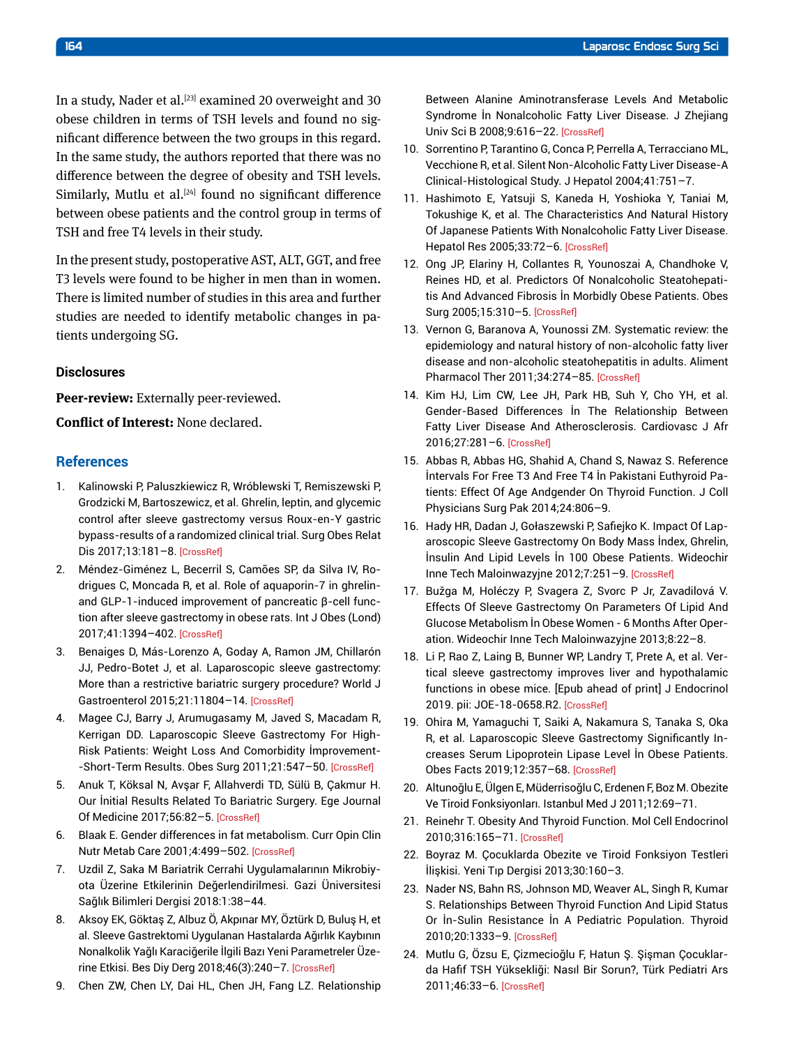In a study, Nader et al.[23] examined 20 overweight and 30 obese children in terms of TSH levels and found no significant difference between the two groups in this regard. In the same study, the authors reported that there was no difference between the degree of obesity and TSH levels. Similarly, Mutlu et al.[24] found no significant difference between obese patients and the control group in terms of TSH and free T4 levels in their study.

In the present study, postoperative AST, ALT, GGT, and free T3 levels were found to be higher in men than in women. There is limited number of studies in this area and further studies are needed to identify metabolic changes in patients undergoing SG.

### Disclosures

**Peer-review:** Externally peer-reviewed.

**Conflict of Interest:** None declared.

## References

1. Kalinowski P, Paluszkiewicz R, Wróblewski T, Remiszewski P, Grodzicki M, Bartoszewicz, et al. Ghrelin, leptin, and glycemic control after sleeve gastrectomy versus Roux-en-Y gastric bypass-results of a randomized clinical trial. Surg Obes Relat Dis 2017;13:181–8. [CrossRef]
2. Méndez-Giménez L, Becerril S, Camões SP, da Silva IV, Rodrigues C, Moncada R, et al. Role of aquaporin-7 in ghrelin- and GLP-1-induced improvement of pancreatic β-cell function after sleeve gastrectomy in obese rats. Int J Obes (Lond) 2017;41:1394–402. [CrossRef]
3. Benaiges D, Más-Lorenzo A, Goday A, Ramon JM, Chillarón JJ, Pedro-Botet J, et al. Laparoscopic sleeve gastrectomy: More than a restrictive bariatric surgery procedure? World J Gastroenterol 2015;21:11804–14. [CrossRef]
4. Magee CJ, Barry J, Arumugasamy M, Javed S, Macadam R, Kerrigan DD. Laparoscopic Sleeve Gastrectomy For High-Risk Patients: Weight Loss And Comorbidity İmprovement--Short-Term Results. Obes Surg 2011;21:547–50. [CrossRef]
5. Anuk T, Köksal N, Avşar F, Allahverdi TD, Sülü B, Çakmur H. Our İnitial Results Related To Bariatric Surgery. Ege Journal Of Medicine 2017;56:82–5. [CrossRef]
6. Blaak E. Gender differences in fat metabolism. Curr Opin Clin Nutr Metab Care 2001;4:499–502. [CrossRef]
7. Uzdil Z, Saka M Bariatrik Cerrahi Uygulamalarının Mikrobiyota Üzerine Etkilerinin Değerlendirilmesi. Gazi Üniversitesi Sağlık Bilimleri Dergisi 2018:1:38–44.
8. Aksoy EK, Göktaş Z, Albuz Ö, Akpınar MY, Öztürk D, Buluş H, et al. Sleeve Gastrektomi Uygulanan Hastalarda Ağırlık Kaybının Nonalkolik Yağlı Karaciğerile İlgili Bazı Yeni Parametreler Üzerine Etkisi. Bes Diy Derg 2018;46(3):240–7. [CrossRef]
9. Chen ZW, Chen LY, Dai HL, Chen JH, Fang LZ. Relationship Between Alanine Aminotransferase Levels And Metabolic Syndrome İn Nonalcoholic Fatty Liver Disease. J Zhejiang Univ Sci B 2008;9:616–22. [CrossRef]
10. Sorrentino P, Tarantino G, Conca P, Perrella A, Terracciano ML, Vecchione R, et al. Silent Non-Alcoholic Fatty Liver Disease-A Clinical-Histological Study. J Hepatol 2004;41:751–7.
11. Hashimoto E, Yatsuji S, Kaneda H, Yoshioka Y, Taniai M, Tokushige K, et al. The Characteristics And Natural History Of Japanese Patients With Nonalcoholic Fatty Liver Disease. Hepatol Res 2005;33:72–6. [CrossRef]
12. Ong JP, Elariny H, Collantes R, Younoszai A, Chandhoke V, Reines HD, et al. Predictors Of Nonalcoholic Steatohepatitis And Advanced Fibrosis İn Morbidly Obese Patients. Obes Surg 2005;15:310–5. [CrossRef]
13. Vernon G, Baranova A, Younossi ZM. Systematic review: the epidemiology and natural history of non-alcoholic fatty liver disease and non-alcoholic steatohepatitis in adults. Aliment Pharmacol Ther 2011;34:274–85. [CrossRef]
14. Kim HJ, Lim CW, Lee JH, Park HB, Suh Y, Cho YH, et al. Gender-Based Differences İn The Relationship Between Fatty Liver Disease And Atherosclerosis. Cardiovasc J Afr 2016;27:281–6. [CrossRef]
15. Abbas R, Abbas HG, Shahid A, Chand S, Nawaz S. Reference İntervals For Free T3 And Free T4 İn Pakistani Euthyroid Patients: Effect Of Age Andgender On Thyroid Function. J Coll Physicians Surg Pak 2014;24:806–9.
16. Hady HR, Dadan J, Gołaszewski P, Safiejko K. Impact Of Laparoscopic Sleeve Gastrectomy On Body Mass İndex, Ghrelin, İnsulin And Lipid Levels İn 100 Obese Patients. Wideochir Inne Tech Maloinwazyjne 2012;7:251–9. [CrossRef]
17. Bužga M, Holéczy P, Svagera Z, Svorc P Jr, Zavadilová V. Effects Of Sleeve Gastrectomy On Parameters Of Lipid And Glucose Metabolism İn Obese Women - 6 Months After Operation. Wideochir Inne Tech Maloinwazyjne 2013;8:22–8.
18. Li P, Rao Z, Laing B, Bunner WP, Landry T, Prete A, et al. Vertical sleeve gastrectomy improves liver and hypothalamic functions in obese mice. [Epub ahead of print] J Endocrinol 2019. pii: JOE-18-0658.R2. [CrossRef]
19. Ohira M, Yamaguchi T, Saiki A, Nakamura S, Tanaka S, Oka R, et al. Laparoscopic Sleeve Gastrectomy Significantly Increases Serum Lipoprotein Lipase Level İn Obese Patients. Obes Facts 2019;12:357–68. [CrossRef]
20. Altunoğlu E, Ülgen E, Müderrisoğlu C, Erdenen F, Boz M. Obezite Ve Tiroid Fonksiyonları. Istanbul Med J 2011;12:69–71.
21. Reinehr T. Obesity And Thyroid Function. Mol Cell Endocrinol 2010;316:165–71. [CrossRef]
22. Boyraz M. Çocuklarda Obezite ve Tiroid Fonksiyon Testleri İlişkisi. Yeni Tıp Dergisi 2013;30:160–3.
23. Nader NS, Bahn RS, Johnson MD, Weaver AL, Singh R, Kumar S. Relationships Between Thyroid Function And Lipid Status Or İn-Sulin Resistance İn A Pediatric Population. Thyroid 2010;20:1333–9. [CrossRef]
24. Mutlu G, Özsu E, Çizmecioğlu F, Hatun Ş. Şişman Çocuklarda Hafif TSH Yüksekliği: Nasıl Bir Sorun?, Türk Pediatri Ars 2011;46:33–6. [CrossRef]